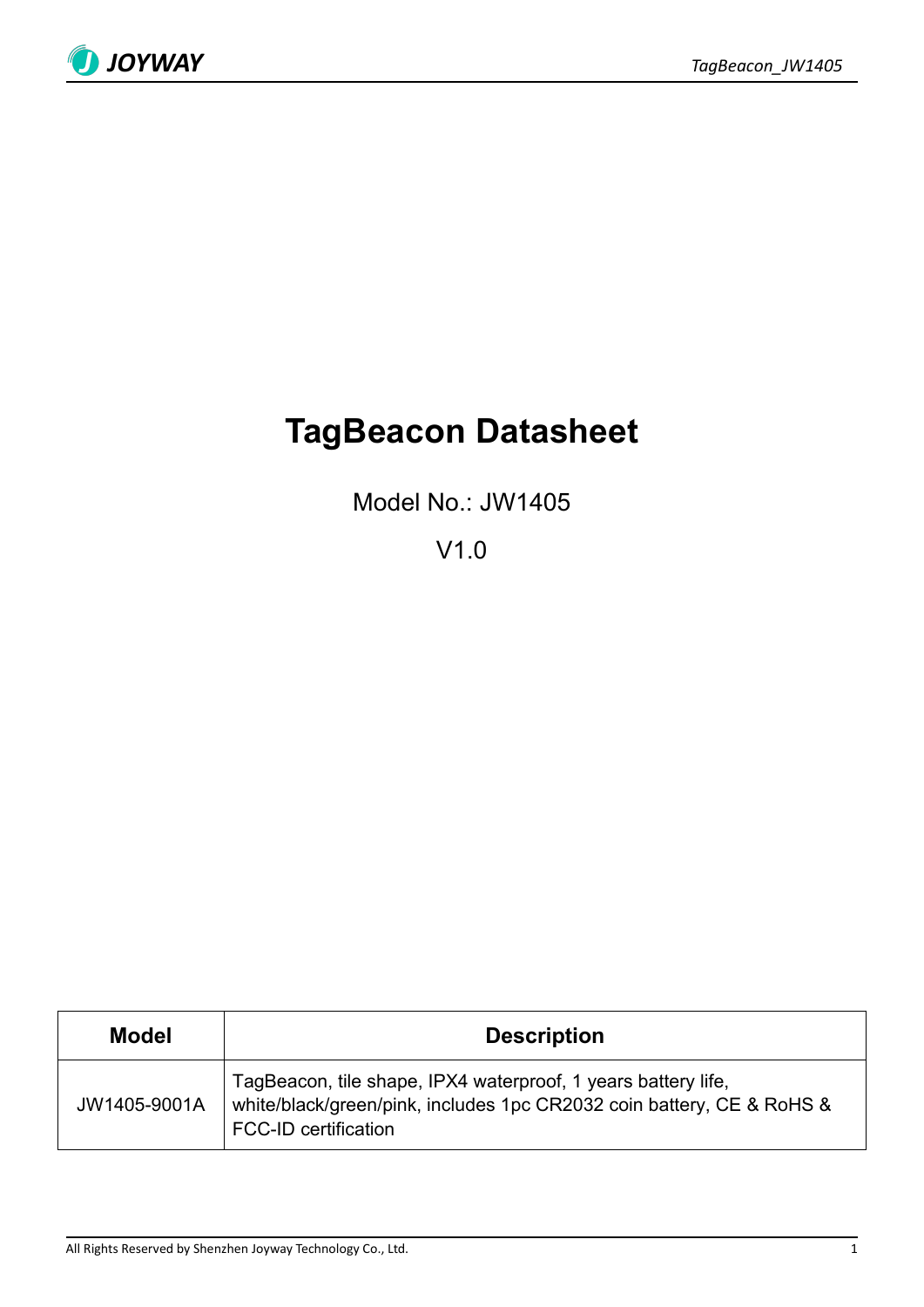# TagBeacon Datasheet

Model No.: JW1405

V1.0

| Model | Description |
|---|---|
| JW1405-9001A | TagBeacon, tile shape, IPX4 waterproof, 1 years battery life, white/black/green/pink, includes 1pc CR2032 coin battery, CE & RoHS & FCC-ID certification |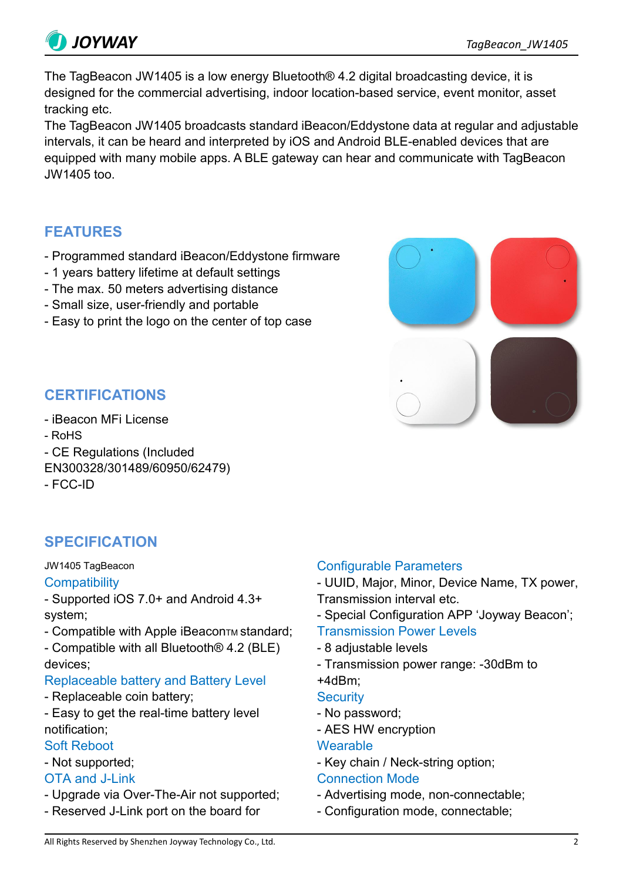The TagBeacon JW1405 is a low energy Bluetooth® 4.2 digital broadcasting device, it is designed for the commercial advertising, indoor location-based service, event monitor, asset tracking etc.

The TagBeacon JW1405 broadcasts standard iBeacon/Eddystone data at regular and adjustable intervals, it can be heard and interpreted by iOS and Android BLE-enabled devices that are equipped with many mobile apps. A BLE gateway can hear and communicate with TagBeacon JW1405 too.

## FEATURES

- Programmed standard iBeacon/Eddystone firmware
- 1 years battery lifetime at default settings
- The max. 50 meters advertising distance
- Small size, user-friendly and portable
- Easy to print the logo on the center of top case

## CERTIFICATIONS

- iBeacon MFi License
- RoHS
- CE Regulations (Included EN300328/301489/60950/62479)
- FCC-ID

## SPECIFICATION

JW1405 TagBeacon

### Compatibility

- Supported iOS 7.0+ and Android 4.3+ system;
- Compatible with Apple iBeacon™ standard;
- Compatible with all Bluetooth® 4.2 (BLE) devices;

### Replaceable battery and Battery Level

- Replaceable coin battery;
- Easy to get the real-time battery level notification;

### Soft Reboot

- Not supported;

### OTA and J-Link

- Upgrade via Over-The-Air not supported;
- Reserved J-Link port on the board for

### Configurable Parameters

- UUID, Major, Minor, Device Name, TX power, Transmission interval etc.
- Special Configuration APP 'Joyway Beacon';

### Transmission Power Levels

- 8 adjustable levels
- Transmission power range: -30dBm to +4dBm;

### Security

- No password;
- AES HW encryption

### Wearable

- Key chain / Neck-string option;

### Connection Mode

- Advertising mode, non-connectable;
- Configuration mode, connectable;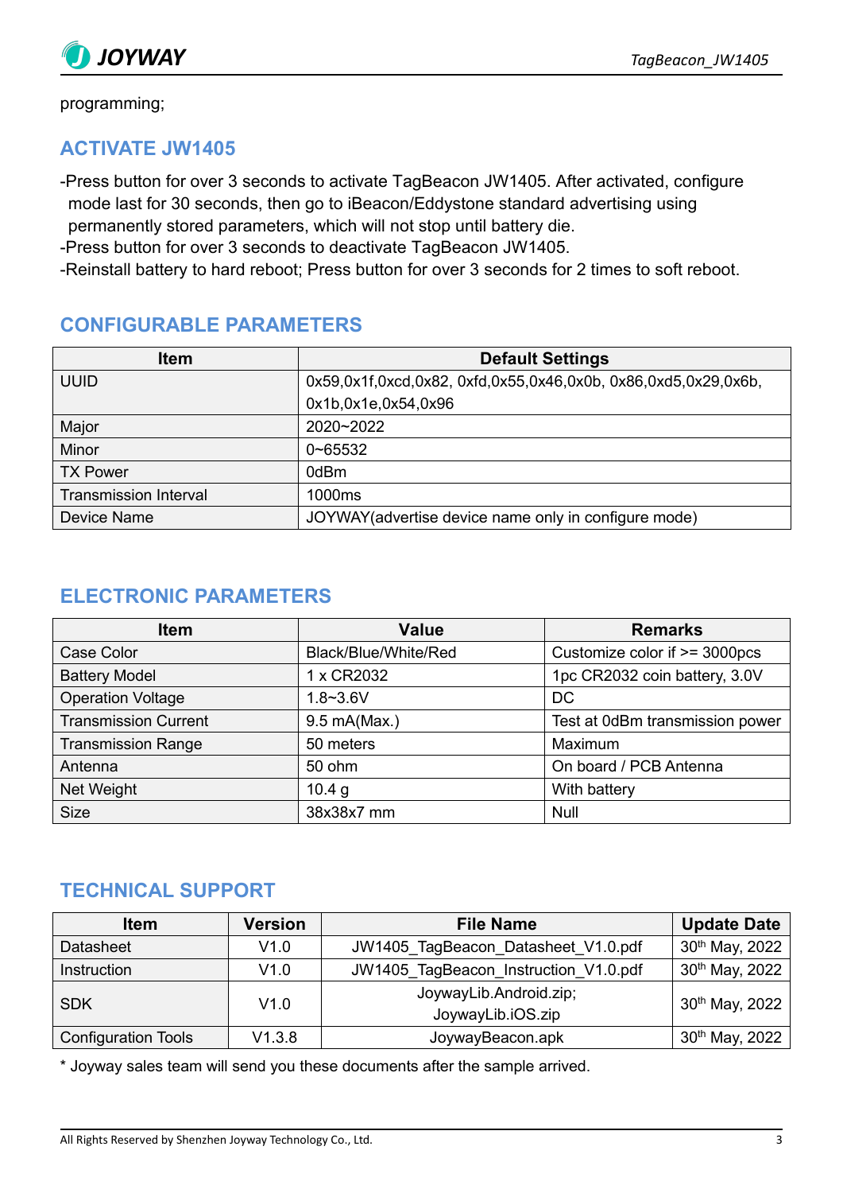programming;

## ACTIVATE JW1405

-Press button for over 3 seconds to activate TagBeacon JW1405. After activated, configure mode last for 30 seconds, then go to iBeacon/Eddystone standard advertising using permanently stored parameters, which will not stop until battery die.
-Press button for over 3 seconds to deactivate TagBeacon JW1405.
-Reinstall battery to hard reboot; Press button for over 3 seconds for 2 times to soft reboot.

## CONFIGURABLE PARAMETERS

| Item | Default Settings |
|---|---|
| UUID | 0x59,0x1f,0xcd,0x82, 0xfd,0x55,0x46,0x0b, 0x86,0xd5,0x29,0x6b, 0x1b,0x1e,0x54,0x96 |
| Major | 2020~2022 |
| Minor | 0~65532 |
| TX Power | 0dBm |
| Transmission Interval | 1000ms |
| Device Name | JOYWAY(advertise device name only in configure mode) |

## ELECTRONIC PARAMETERS

| Item | Value | Remarks |
|---|---|---|
| Case Color | Black/Blue/White/Red | Customize color if >= 3000pcs |
| Battery Model | 1 x CR2032 | 1pc CR2032 coin battery, 3.0V |
| Operation Voltage | 1.8~3.6V | DC |
| Transmission Current | 9.5 mA(Max.) | Test at 0dBm transmission power |
| Transmission Range | 50 meters | Maximum |
| Antenna | 50 ohm | On board / PCB Antenna |
| Net Weight | 10.4 g | With battery |
| Size | 38x38x7 mm | Null |

## TECHNICAL SUPPORT

| Item | Version | File Name | Update Date |
|---|---|---|---|
| Datasheet | V1.0 | JW1405_TagBeacon_Datasheet_V1.0.pdf | 30th May, 2022 |
| Instruction | V1.0 | JW1405_TagBeacon_Instruction_V1.0.pdf | 30th May, 2022 |
| SDK | V1.0 | JoywayLib.Android.zip; JoywayLib.iOS.zip | 30th May, 2022 |
| Configuration Tools | V1.3.8 | JoywayBeacon.apk | 30th May, 2022 |

* Joyway sales team will send you these documents after the sample arrived.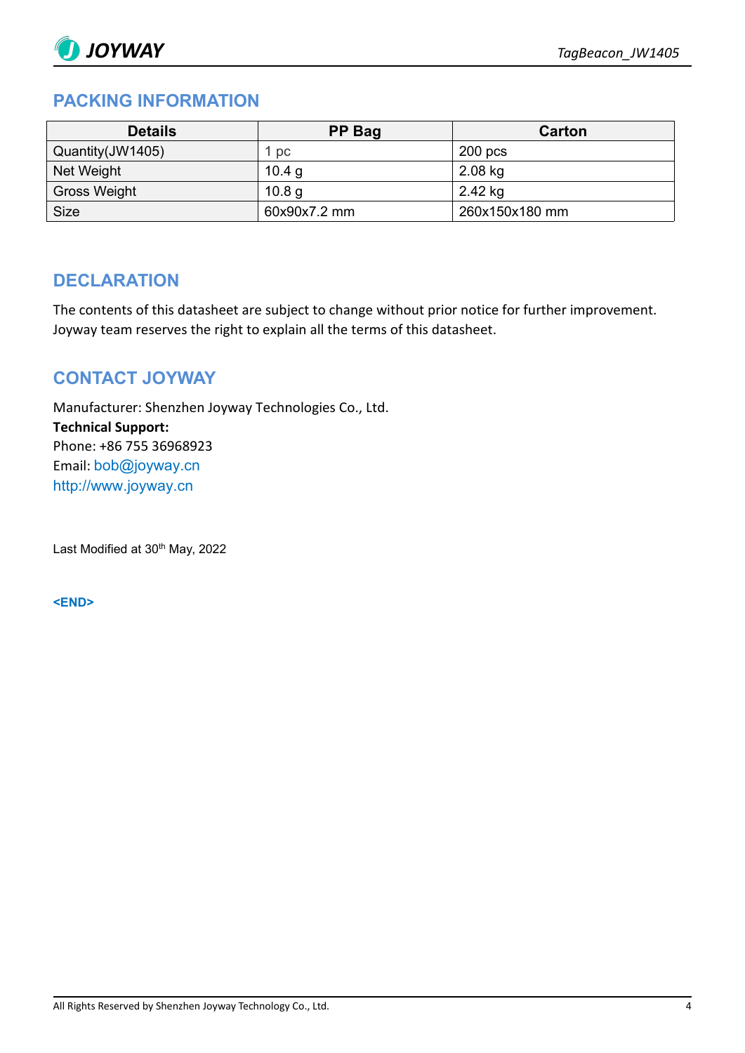## PACKING INFORMATION

| Details | PP Bag | Carton |
|---|---|---|
| Quantity(JW1405) | 1 pc | 200 pcs |
| Net Weight | 10.4 g | 2.08 kg |
| Gross Weight | 10.8 g | 2.42 kg |
| Size | 60x90x7.2 mm | 260x150x180 mm |

## DECLARATION

The contents of this datasheet are subject to change without prior notice for further improvement. Joyway team reserves the right to explain all the terms of this datasheet.

## CONTACT JOYWAY

Manufacturer: Shenzhen Joyway Technologies Co., Ltd.
**Technical Support:**
Phone: +86 755 36968923
Email: bob@joyway.cn
http://www.joyway.cn

Last Modified at 30th May, 2022

**<END>**